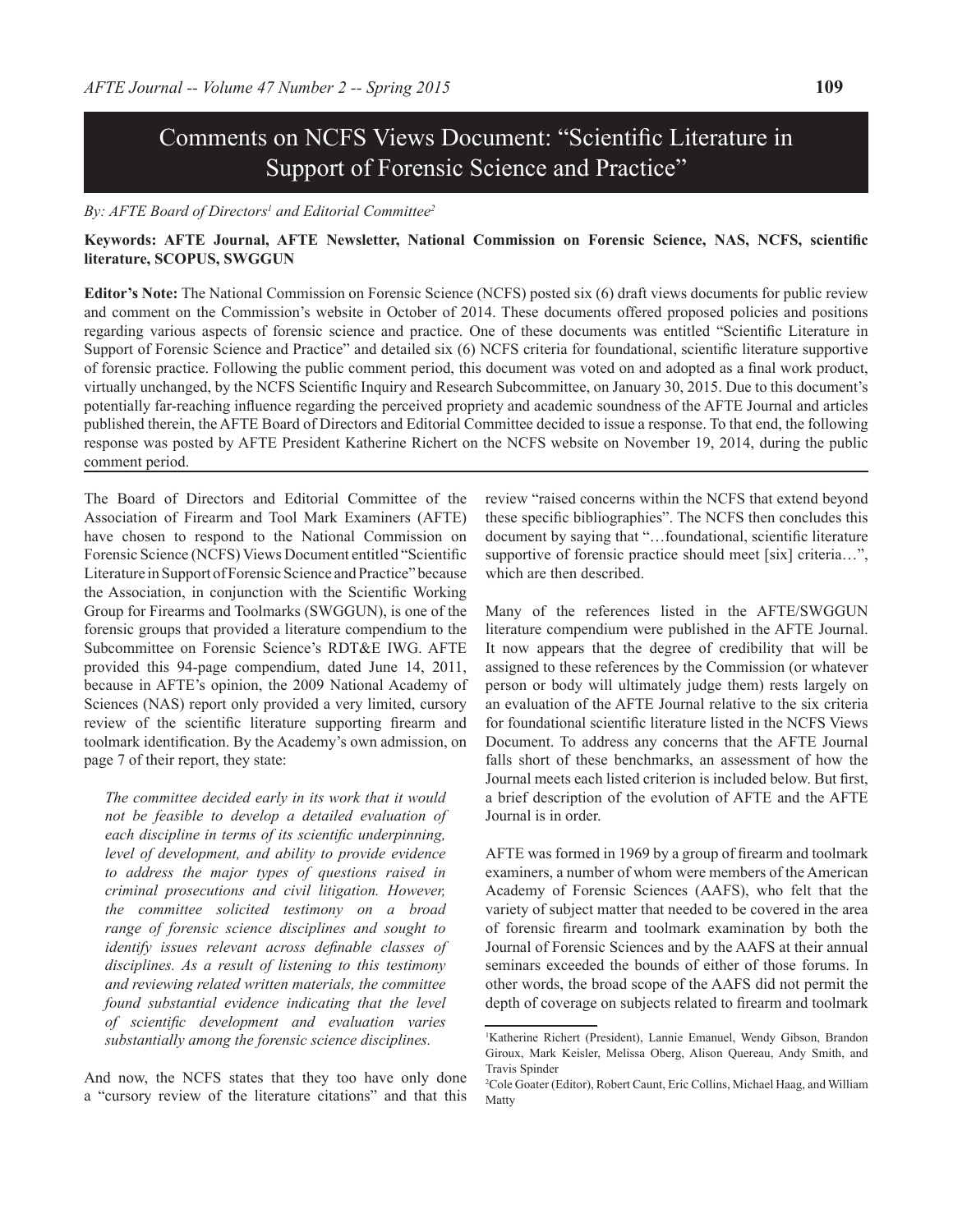# Comments on NCFS Views Document: "Scientific Literature in Support of Forensic Science and Practice"

*By: AFTE Board of Directors[1] and Editorial Committee[2]*

**Keywords: AFTE Journal, AFTE Newsletter, National Commission on Forensic Science, NAS, NCFS, scientific literature, SCOPUS, SWGGUN**

**Editor's Note:** The National Commission on Forensic Science (NCFS) posted six (6) draft views documents for public review and comment on the Commission's website in October of 2014. These documents offered proposed policies and positions regarding various aspects of forensic science and practice. One of these documents was entitled "Scientific Literature in Support of Forensic Science and Practice" and detailed six (6) NCFS criteria for foundational, scientific literature supportive of forensic practice. Following the public comment period, this document was voted on and adopted as a final work product, virtually unchanged, by the NCFS Scientific Inquiry and Research Subcommittee, on January 30, 2015. Due to this document's potentially far-reaching influence regarding the perceived propriety and academic soundness of the AFTE Journal and articles published therein, the AFTE Board of Directors and Editorial Committee decided to issue a response. To that end, the following response was posted by AFTE President Katherine Richert on the NCFS website on November 19, 2014, during the public comment period.

---

The Board of Directors and Editorial Committee of the Association of Firearm and Tool Mark Examiners (AFTE) have chosen to respond to the National Commission on Forensic Science (NCFS) Views Document entitled "Scientific Literature in Support of Forensic Science and Practice" because the Association, in conjunction with the Scientific Working Group for Firearms and Toolmarks (SWGGUN), is one of the forensic groups that provided a literature compendium to the Subcommittee on Forensic Science's RDT&E IWG. AFTE provided this 94-page compendium, dated June 14, 2011, because in AFTE's opinion, the 2009 National Academy of Sciences (NAS) report only provided a very limited, cursory review of the scientific literature supporting firearm and toolmark identification. By the Academy's own admission, on page 7 of their report, they state:

> *The committee decided early in its work that it would not be feasible to develop a detailed evaluation of each discipline in terms of its scientific underpinning, level of development, and ability to provide evidence to address the major types of questions raised in criminal prosecutions and civil litigation. However, the committee solicited testimony on a broad range of forensic science disciplines and sought to identify issues relevant across definable classes of disciplines. As a result of listening to this testimony and reviewing related written materials, the committee found substantial evidence indicating that the level of scientific development and evaluation varies substantially among the forensic science disciplines.*

And now, the NCFS states that they too have only done a "cursory review of the literature citations" and that this review "raised concerns within the NCFS that extend beyond these specific bibliographies". The NCFS then concludes this document by saying that "…foundational, scientific literature supportive of forensic practice should meet [six] criteria…", which are then described.

Many of the references listed in the AFTE/SWGGUN literature compendium were published in the AFTE Journal. It now appears that the degree of credibility that will be assigned to these references by the Commission (or whatever person or body will ultimately judge them) rests largely on an evaluation of the AFTE Journal relative to the six criteria for foundational scientific literature listed in the NCFS Views Document. To address any concerns that the AFTE Journal falls short of these benchmarks, an assessment of how the Journal meets each listed criterion is included below. But first, a brief description of the evolution of AFTE and the AFTE Journal is in order.

AFTE was formed in 1969 by a group of firearm and toolmark examiners, a number of whom were members of the American Academy of Forensic Sciences (AAFS), who felt that the variety of subject matter that needed to be covered in the area of forensic firearm and toolmark examination by both the Journal of Forensic Sciences and by the AAFS at their annual seminars exceeded the bounds of either of those forums. In other words, the broad scope of the AAFS did not permit the depth of coverage on subjects related to firearm and toolmark

---

[1] Katherine Richert (President), Lannie Emanuel, Wendy Gibson, Brandon Giroux, Mark Keisler, Melissa Oberg, Alison Quereau, Andy Smith, and Travis Spinder

[2] Cole Goater (Editor), Robert Caunt, Eric Collins, Michael Haag, and William Matty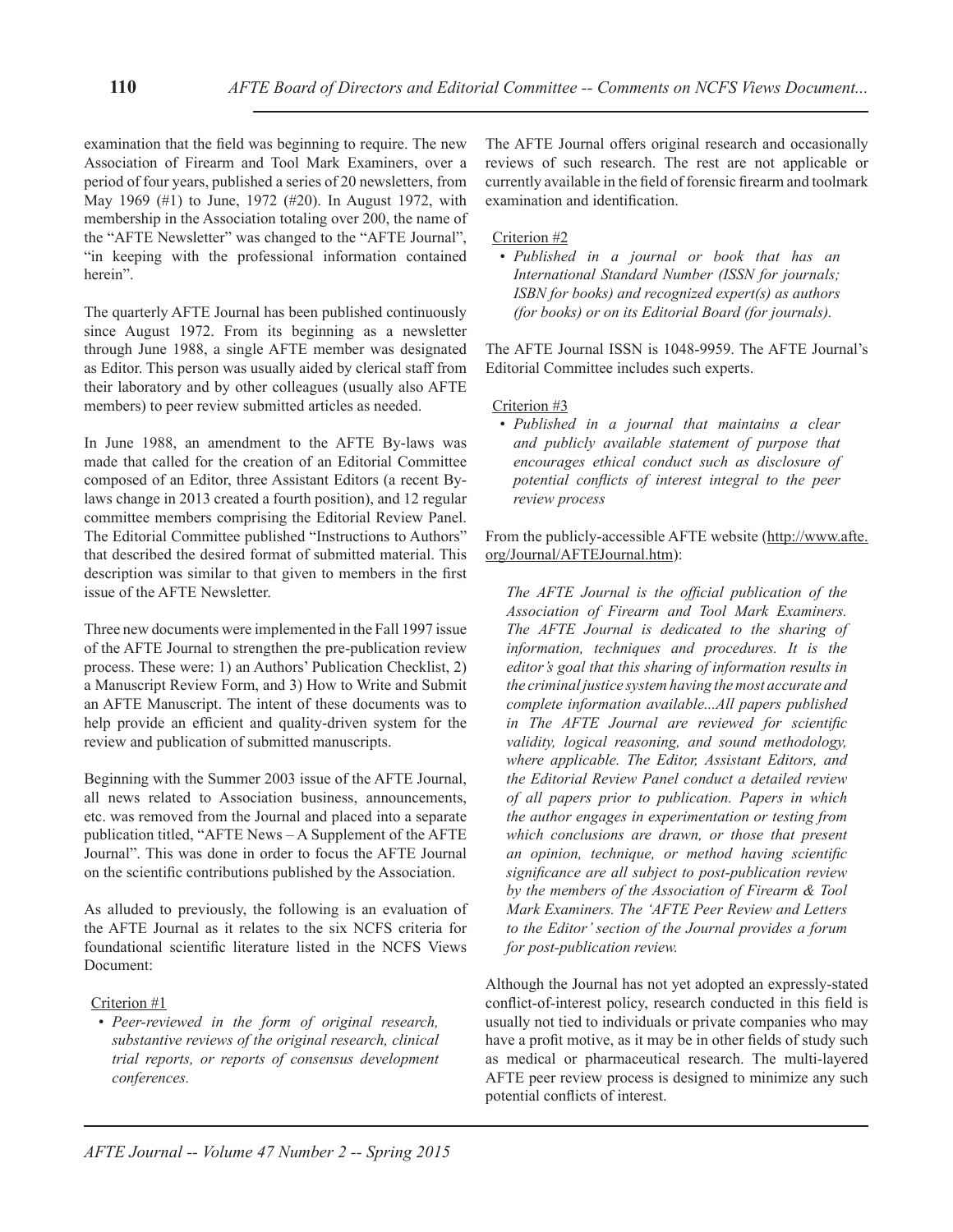examination that the field was beginning to require. The new Association of Firearm and Tool Mark Examiners, over a period of four years, published a series of 20 newsletters, from May 1969 (#1) to June, 1972 (#20). In August 1972, with membership in the Association totaling over 200, the name of the "AFTE Newsletter" was changed to the "AFTE Journal", "in keeping with the professional information contained herein".

The quarterly AFTE Journal has been published continuously since August 1972. From its beginning as a newsletter through June 1988, a single AFTE member was designated as Editor. This person was usually aided by clerical staff from their laboratory and by other colleagues (usually also AFTE members) to peer review submitted articles as needed.

In June 1988, an amendment to the AFTE By-laws was made that called for the creation of an Editorial Committee composed of an Editor, three Assistant Editors (a recent By-laws change in 2013 created a fourth position), and 12 regular committee members comprising the Editorial Review Panel. The Editorial Committee published "Instructions to Authors" that described the desired format of submitted material. This description was similar to that given to members in the first issue of the AFTE Newsletter.

Three new documents were implemented in the Fall 1997 issue of the AFTE Journal to strengthen the pre-publication review process. These were: 1) an Authors' Publication Checklist, 2) a Manuscript Review Form, and 3) How to Write and Submit an AFTE Manuscript. The intent of these documents was to help provide an efficient and quality-driven system for the review and publication of submitted manuscripts.

Beginning with the Summer 2003 issue of the AFTE Journal, all news related to Association business, announcements, etc. was removed from the Journal and placed into a separate publication titled, "AFTE News – A Supplement of the AFTE Journal". This was done in order to focus the AFTE Journal on the scientific contributions published by the Association.

As alluded to previously, the following is an evaluation of the AFTE Journal as it relates to the six NCFS criteria for foundational scientific literature listed in the NCFS Views Document:

Criterion #1

- *Peer-reviewed in the form of original research, substantive reviews of the original research, clinical trial reports, or reports of consensus development conferences.*

The AFTE Journal offers original research and occasionally reviews of such research. The rest are not applicable or currently available in the field of forensic firearm and toolmark examination and identification.

Criterion #2

- *Published in a journal or book that has an International Standard Number (ISSN for journals; ISBN for books) and recognized expert(s) as authors (for books) or on its Editorial Board (for journals).*

The AFTE Journal ISSN is 1048-9959. The AFTE Journal's Editorial Committee includes such experts.

Criterion #3

- *Published in a journal that maintains a clear and publicly available statement of purpose that encourages ethical conduct such as disclosure of potential conflicts of interest integral to the peer review process*

From the publicly-accessible AFTE website (http://www.afte.org/Journal/AFTEJournal.htm):

> *The AFTE Journal is the official publication of the Association of Firearm and Tool Mark Examiners. The AFTE Journal is dedicated to the sharing of information, techniques and procedures. It is the editor's goal that this sharing of information results in the criminal justice system having the most accurate and complete information available...All papers published in The AFTE Journal are reviewed for scientific validity, logical reasoning, and sound methodology, where applicable. The Editor, Assistant Editors, and the Editorial Review Panel conduct a detailed review of all papers prior to publication. Papers in which the author engages in experimentation or testing from which conclusions are drawn, or those that present an opinion, technique, or method having scientific significance are all subject to post-publication review by the members of the Association of Firearm & Tool Mark Examiners. The 'AFTE Peer Review and Letters to the Editor' section of the Journal provides a forum for post-publication review.*

Although the Journal has not yet adopted an expressly-stated conflict-of-interest policy, research conducted in this field is usually not tied to individuals or private companies who may have a profit motive, as it may be in other fields of study such as medical or pharmaceutical research. The multi-layered AFTE peer review process is designed to minimize any such potential conflicts of interest.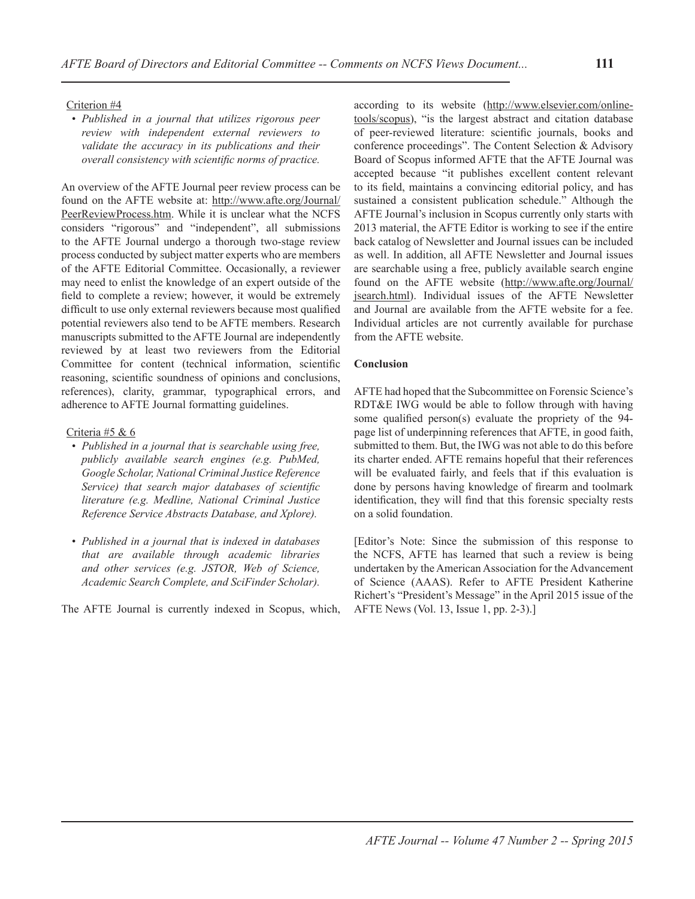Criterion #4

- *Published in a journal that utilizes rigorous peer review with independent external reviewers to validate the accuracy in its publications and their overall consistency with scientific norms of practice.*

An overview of the AFTE Journal peer review process can be found on the AFTE website at: http://www.afte.org/Journal/PeerReviewProcess.htm. While it is unclear what the NCFS considers "rigorous" and "independent", all submissions to the AFTE Journal undergo a thorough two-stage review process conducted by subject matter experts who are members of the AFTE Editorial Committee. Occasionally, a reviewer may need to enlist the knowledge of an expert outside of the field to complete a review; however, it would be extremely difficult to use only external reviewers because most qualified potential reviewers also tend to be AFTE members. Research manuscripts submitted to the AFTE Journal are independently reviewed by at least two reviewers from the Editorial Committee for content (technical information, scientific reasoning, scientific soundness of opinions and conclusions, references), clarity, grammar, typographical errors, and adherence to AFTE Journal formatting guidelines.

Criteria #5 & 6

- *Published in a journal that is searchable using free, publicly available search engines (e.g. PubMed, Google Scholar, National Criminal Justice Reference Service) that search major databases of scientific literature (e.g. Medline, National Criminal Justice Reference Service Abstracts Database, and Xplore).*

- *Published in a journal that is indexed in databases that are available through academic libraries and other services (e.g. JSTOR, Web of Science, Academic Search Complete, and SciFinder Scholar).*

The AFTE Journal is currently indexed in Scopus, which, according to its website (http://www.elsevier.com/online-tools/scopus), "is the largest abstract and citation database of peer-reviewed literature: scientific journals, books and conference proceedings". The Content Selection & Advisory Board of Scopus informed AFTE that the AFTE Journal was accepted because "it publishes excellent content relevant to its field, maintains a convincing editorial policy, and has sustained a consistent publication schedule." Although the AFTE Journal's inclusion in Scopus currently only starts with 2013 material, the AFTE Editor is working to see if the entire back catalog of Newsletter and Journal issues can be included as well. In addition, all AFTE Newsletter and Journal issues are searchable using a free, publicly available search engine found on the AFTE website (http://www.afte.org/Journal/jsearch.html). Individual issues of the AFTE Newsletter and Journal are available from the AFTE website for a fee. Individual articles are not currently available for purchase from the AFTE website.

**Conclusion**

AFTE had hoped that the Subcommittee on Forensic Science's RDT&E IWG would be able to follow through with having some qualified person(s) evaluate the propriety of the 94-page list of underpinning references that AFTE, in good faith, submitted to them. But, the IWG was not able to do this before its charter ended. AFTE remains hopeful that their references will be evaluated fairly, and feels that if this evaluation is done by persons having knowledge of firearm and toolmark identification, they will find that this forensic specialty rests on a solid foundation.

[Editor's Note: Since the submission of this response to the NCFS, AFTE has learned that such a review is being undertaken by the American Association for the Advancement of Science (AAAS). Refer to AFTE President Katherine Richert's "President's Message" in the April 2015 issue of the AFTE News (Vol. 13, Issue 1, pp. 2-3).]